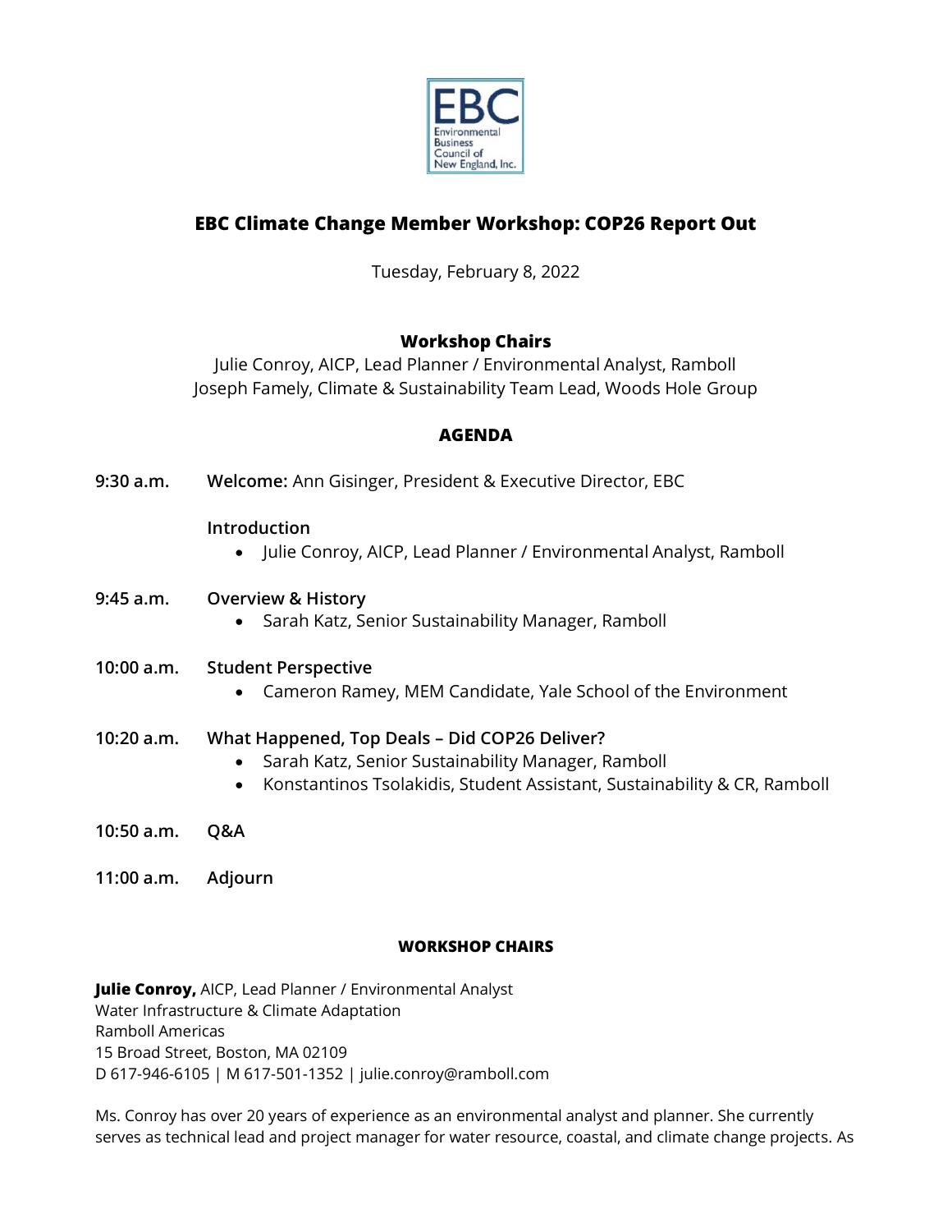# EBC Climate Change Member Workshop: COP26 Report Out

Tuesday, February 8, 2022

**Workshop Chairs**

Julie Conroy, AICP, Lead Planner / Environmental Analyst, Ramboll
Joseph Famely, Climate & Sustainability Team Lead, Woods Hole Group

## AGENDA

**9:30 a.m.** **Welcome:** Ann Gisinger, President & Executive Director, EBC

**Introduction**
- Julie Conroy, AICP, Lead Planner / Environmental Analyst, Ramboll

**9:45 a.m.** **Overview & History**
- Sarah Katz, Senior Sustainability Manager, Ramboll

**10:00 a.m.** **Student Perspective**
- Cameron Ramey, MEM Candidate, Yale School of the Environment

**10:20 a.m.** **What Happened, Top Deals – Did COP26 Deliver?**
- Sarah Katz, Senior Sustainability Manager, Ramboll
- Konstantinos Tsolakidis, Student Assistant, Sustainability & CR, Ramboll

**10:50 a.m.** **Q&A**

**11:00 a.m.** **Adjourn**

### WORKSHOP CHAIRS

**Julie Conroy,** AICP, Lead Planner / Environmental Analyst
Water Infrastructure & Climate Adaptation
Ramboll Americas
15 Broad Street, Boston, MA 02109
D 617-946-6105 | M 617-501-1352 | julie.conroy@ramboll.com

Ms. Conroy has over 20 years of experience as an environmental analyst and planner. She currently serves as technical lead and project manager for water resource, coastal, and climate change projects. As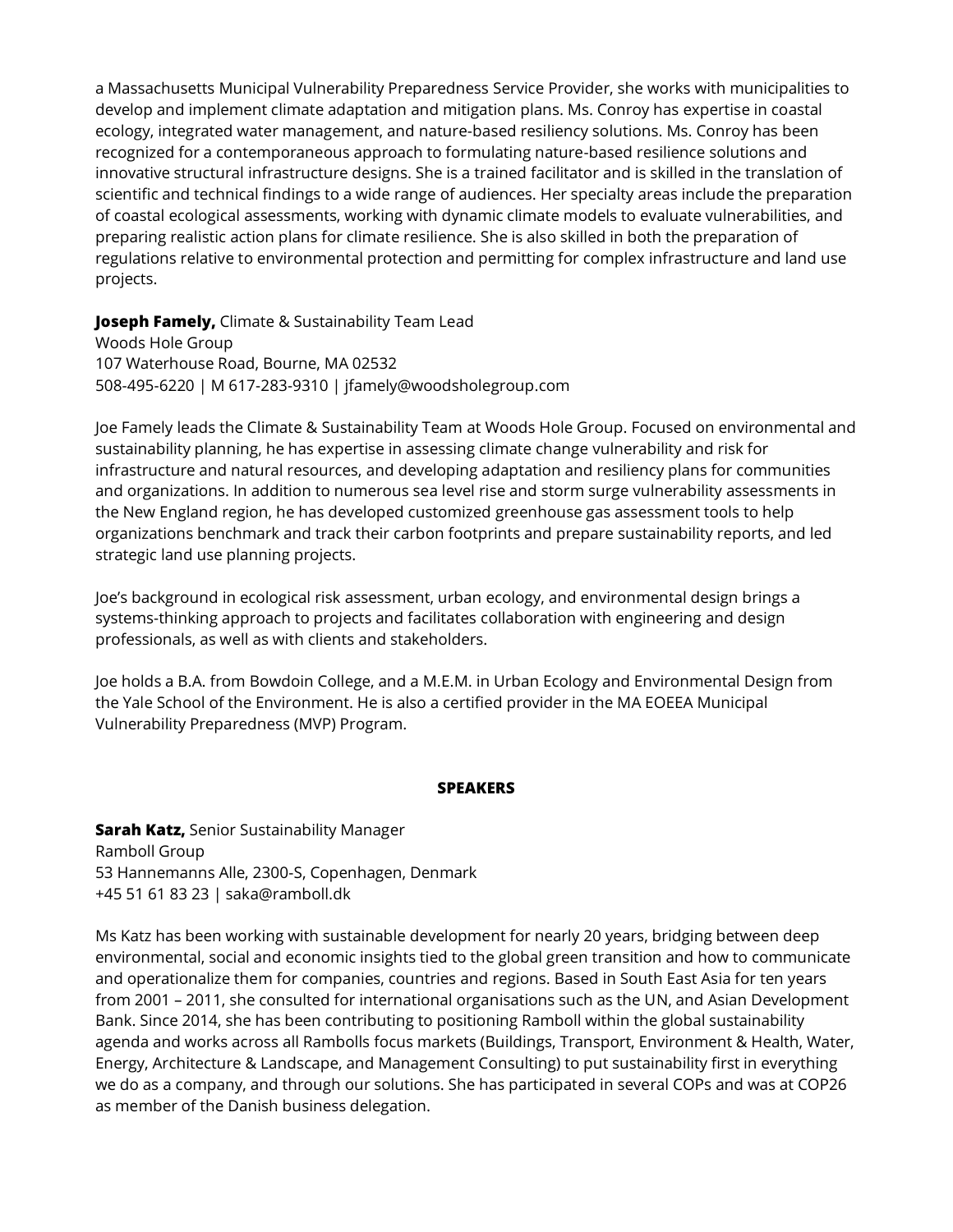a Massachusetts Municipal Vulnerability Preparedness Service Provider, she works with municipalities to develop and implement climate adaptation and mitigation plans. Ms. Conroy has expertise in coastal ecology, integrated water management, and nature-based resiliency solutions. Ms. Conroy has been recognized for a contemporaneous approach to formulating nature-based resilience solutions and innovative structural infrastructure designs. She is a trained facilitator and is skilled in the translation of scientific and technical findings to a wide range of audiences. Her specialty areas include the preparation of coastal ecological assessments, working with dynamic climate models to evaluate vulnerabilities, and preparing realistic action plans for climate resilience. She is also skilled in both the preparation of regulations relative to environmental protection and permitting for complex infrastructure and land use projects.

**Joseph Famely,** Climate & Sustainability Team Lead
Woods Hole Group
107 Waterhouse Road, Bourne, MA 02532
508-495-6220 | M 617-283-9310 | jfamely@woodsholegroup.com

Joe Famely leads the Climate & Sustainability Team at Woods Hole Group. Focused on environmental and sustainability planning, he has expertise in assessing climate change vulnerability and risk for infrastructure and natural resources, and developing adaptation and resiliency plans for communities and organizations. In addition to numerous sea level rise and storm surge vulnerability assessments in the New England region, he has developed customized greenhouse gas assessment tools to help organizations benchmark and track their carbon footprints and prepare sustainability reports, and led strategic land use planning projects.

Joe's background in ecological risk assessment, urban ecology, and environmental design brings a systems-thinking approach to projects and facilitates collaboration with engineering and design professionals, as well as with clients and stakeholders.

Joe holds a B.A. from Bowdoin College, and a M.E.M. in Urban Ecology and Environmental Design from the Yale School of the Environment. He is also a certified provider in the MA EOEEA Municipal Vulnerability Preparedness (MVP) Program.

## SPEAKERS

**Sarah Katz,** Senior Sustainability Manager
Ramboll Group
53 Hannemanns Alle, 2300-S, Copenhagen, Denmark
+45 51 61 83 23 | saka@ramboll.dk

Ms Katz has been working with sustainable development for nearly 20 years, bridging between deep environmental, social and economic insights tied to the global green transition and how to communicate and operationalize them for companies, countries and regions. Based in South East Asia for ten years from 2001 – 2011, she consulted for international organisations such as the UN, and Asian Development Bank. Since 2014, she has been contributing to positioning Ramboll within the global sustainability agenda and works across all Rambolls focus markets (Buildings, Transport, Environment & Health, Water, Energy, Architecture & Landscape, and Management Consulting) to put sustainability first in everything we do as a company, and through our solutions. She has participated in several COPs and was at COP26 as member of the Danish business delegation.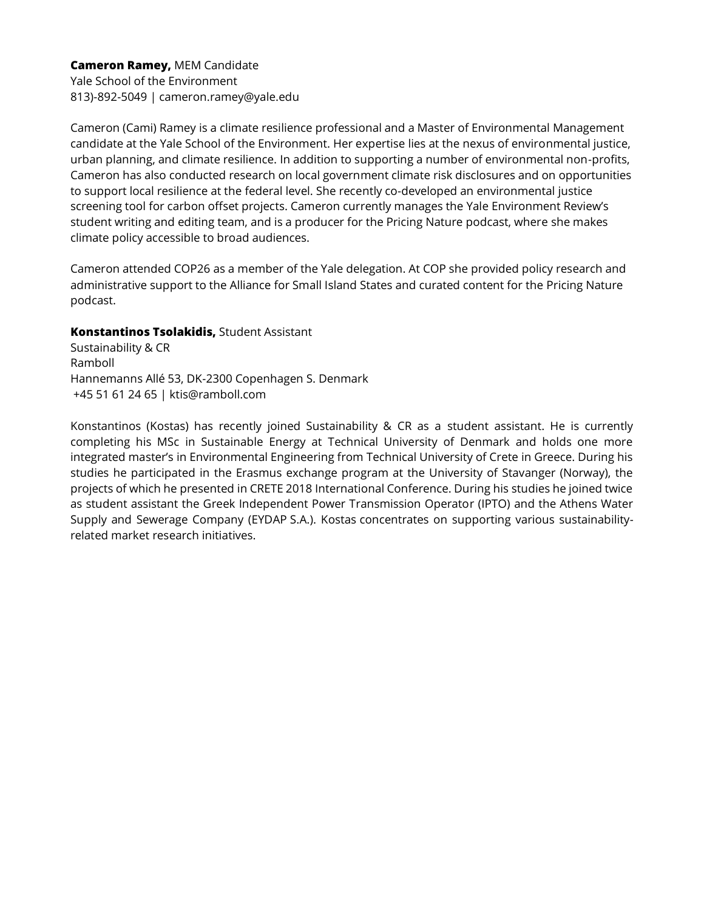**Cameron Ramey,** MEM Candidate
Yale School of the Environment
813)-892-5049 | cameron.ramey@yale.edu

Cameron (Cami) Ramey is a climate resilience professional and a Master of Environmental Management candidate at the Yale School of the Environment. Her expertise lies at the nexus of environmental justice, urban planning, and climate resilience. In addition to supporting a number of environmental non-profits, Cameron has also conducted research on local government climate risk disclosures and on opportunities to support local resilience at the federal level. She recently co-developed an environmental justice screening tool for carbon offset projects. Cameron currently manages the Yale Environment Review's student writing and editing team, and is a producer for the Pricing Nature podcast, where she makes climate policy accessible to broad audiences.

Cameron attended COP26 as a member of the Yale delegation. At COP she provided policy research and administrative support to the Alliance for Small Island States and curated content for the Pricing Nature podcast.

**Konstantinos Tsolakidis,** Student Assistant
Sustainability & CR
Ramboll
Hannemanns Allé 53, DK-2300 Copenhagen S. Denmark
+45 51 61 24 65 | ktis@ramboll.com

Konstantinos (Kostas) has recently joined Sustainability & CR as a student assistant. He is currently completing his MSc in Sustainable Energy at Technical University of Denmark and holds one more integrated master's in Environmental Engineering from Technical University of Crete in Greece. During his studies he participated in the Erasmus exchange program at the University of Stavanger (Norway), the projects of which he presented in CRETE 2018 International Conference. During his studies he joined twice as student assistant the Greek Independent Power Transmission Operator (IPTO) and the Athens Water Supply and Sewerage Company (EYDAP S.A.). Kostas concentrates on supporting various sustainability-related market research initiatives.